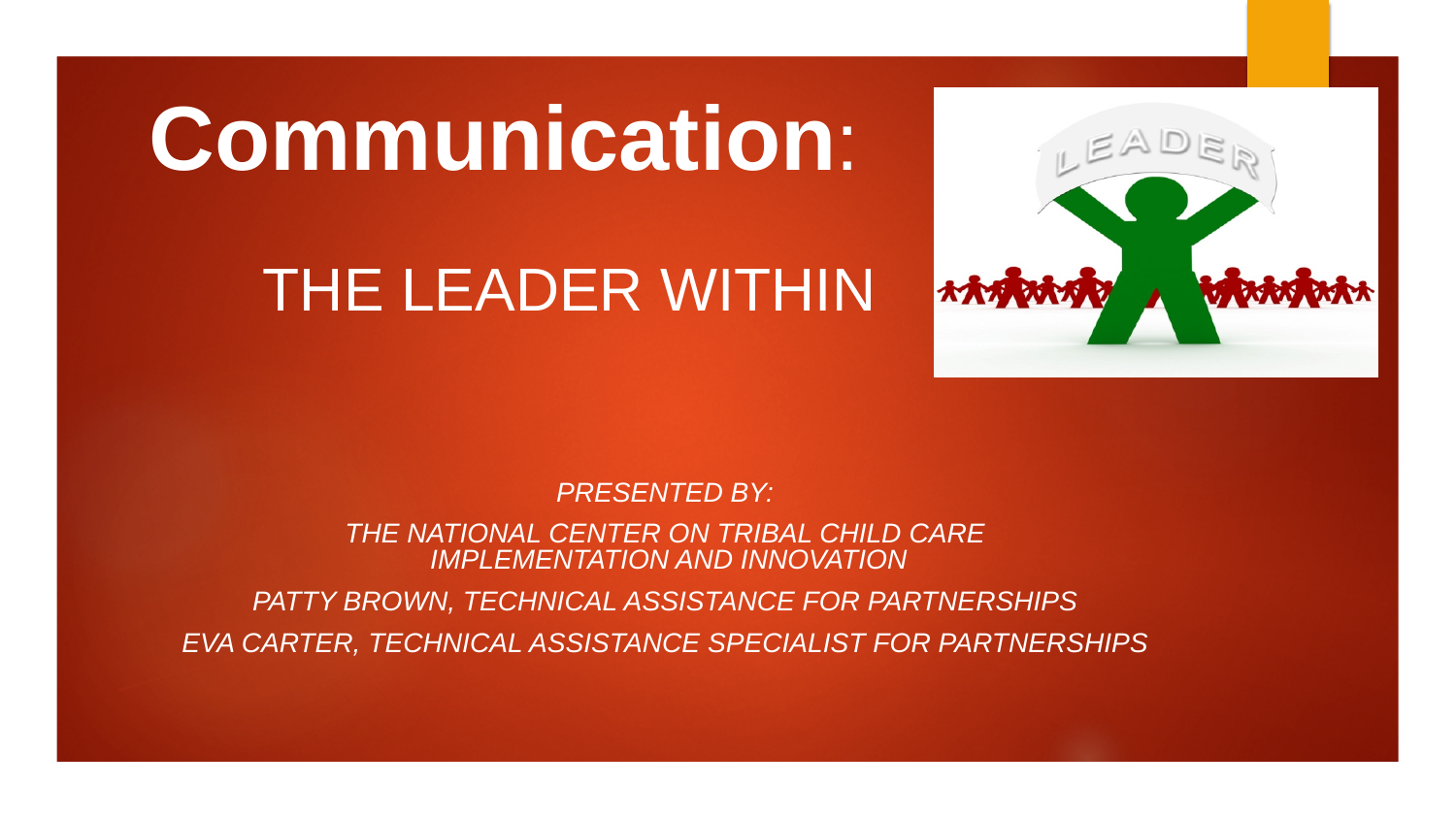# Communication:

## THE LEADER WITHIN

*PRESENTED BY:*

*THE NATIONAL CENTER ON TRIBAL CHILD CARE IMPLEMENTATION AND INNOVATION*

*PATTY BROWN, TECHNICAL ASSISTANCE FOR PARTNERSHIPS*

*EVA CARTER, TECHNICAL ASSISTANCE SPECIALIST FOR PARTNERSHIPS*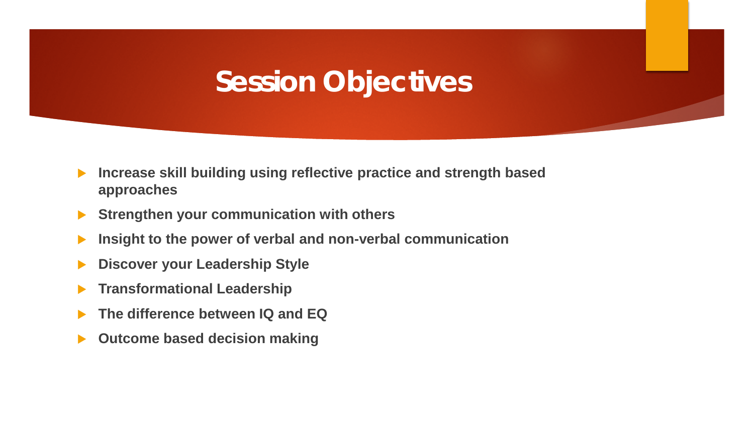# Session Objectives

- **Increase skill building using reflective practice and strength based approaches**
- **Strengthen your communication with others**
- **Insight to the power of verbal and non-verbal communication**
- **Discover your Leadership Style**
- **Transformational Leadership**
- **The difference between IQ and EQ**
- **Outcome based decision making**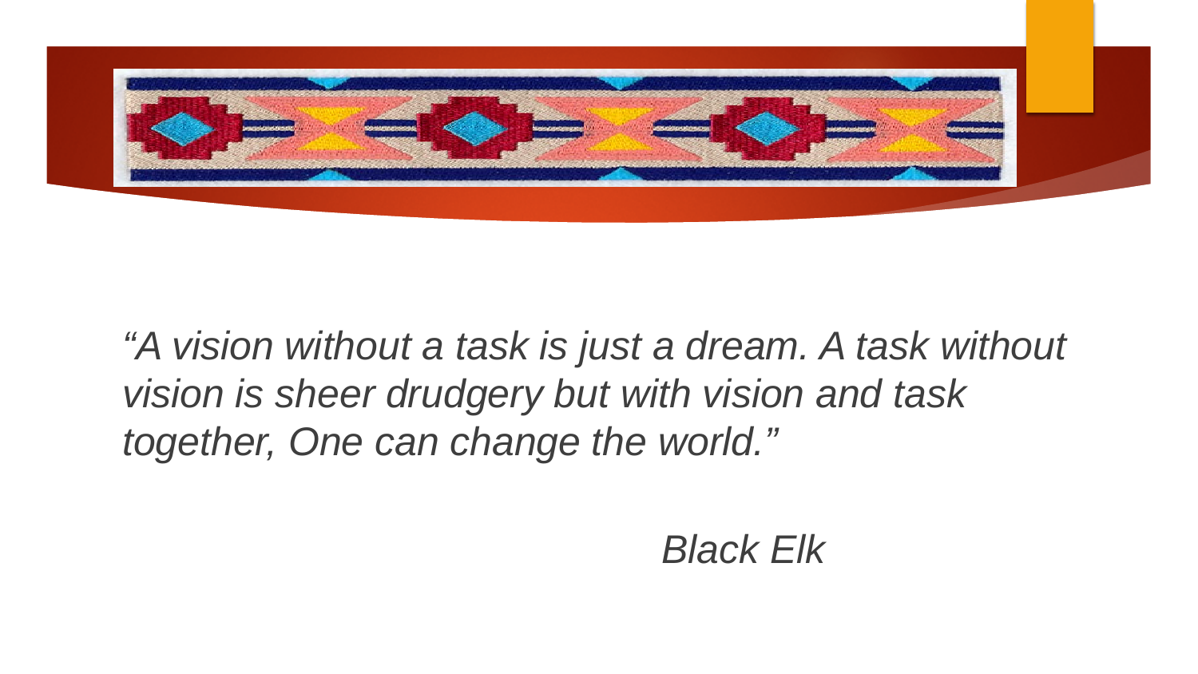*“A vision without a task is just a dream. A task without vision is sheer drudgery but with vision and task together, One can change the world.”*

*Black Elk*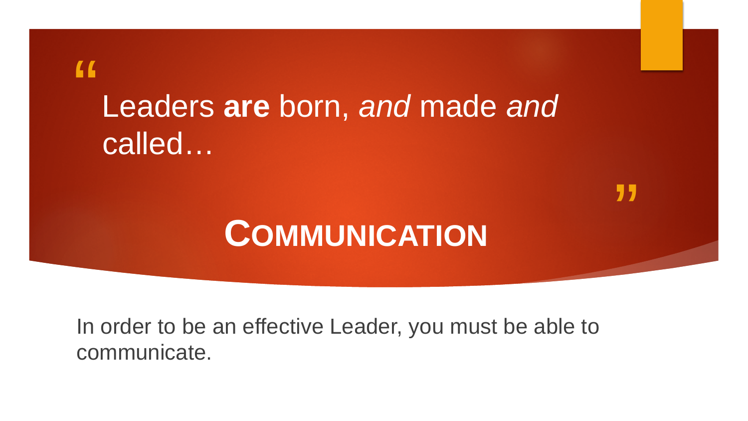> Leaders **are** born, *and* made *and* called…

# COMMUNICATION

In order to be an effective Leader, you must be able to communicate.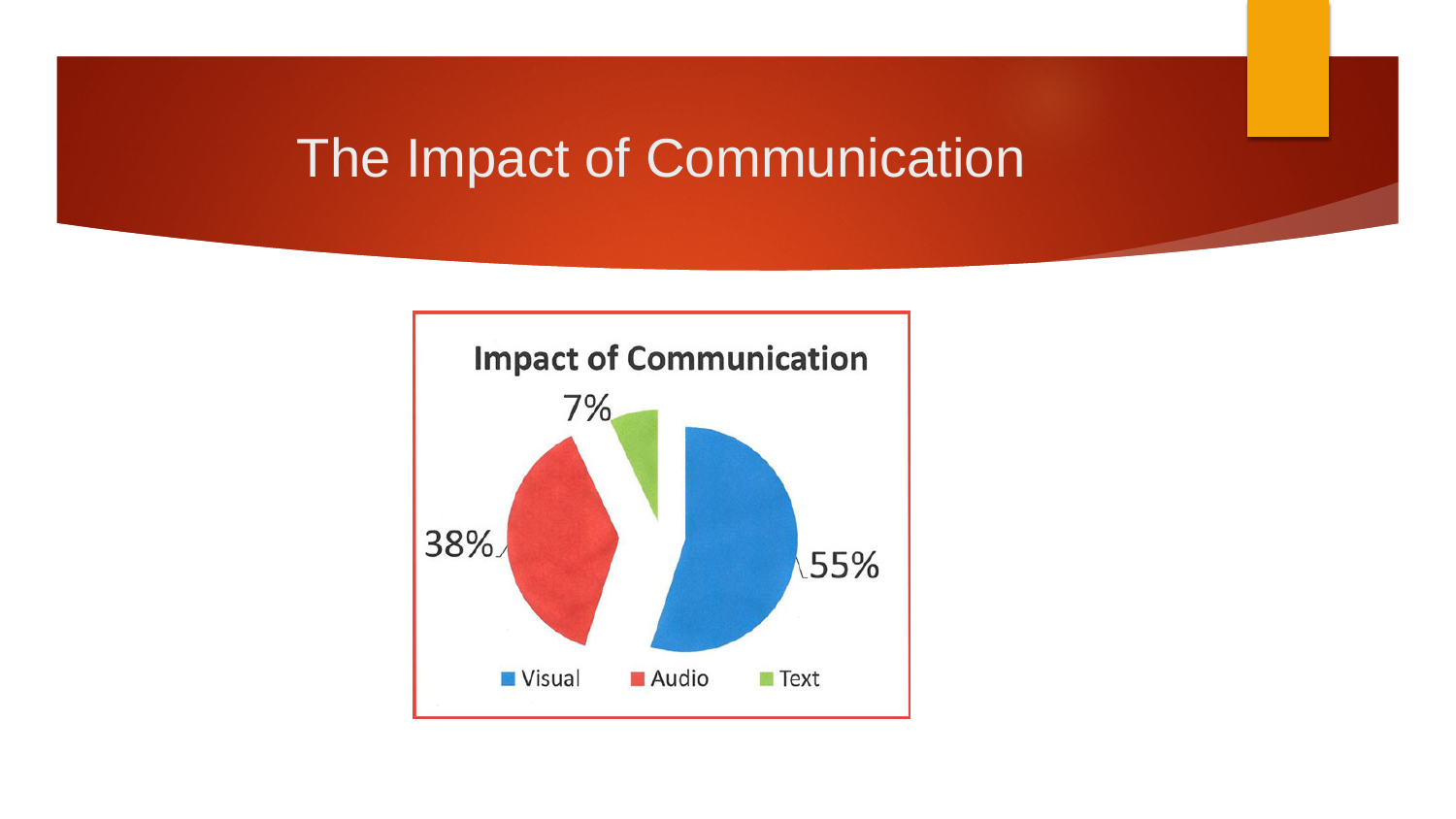# The Impact of Communication

**Impact of Communication**

| Category | Percentage |
| --- | --- |
| Visual | 55% |
| Audio | 38% |
| Text | 7% |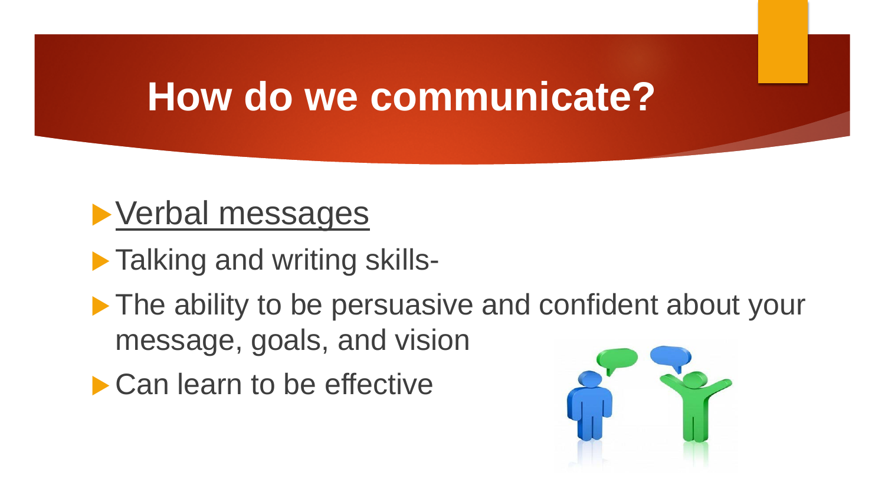# How do we communicate?

- <u>Verbal messages</u>
- Talking and writing skills-
- The ability to be persuasive and confident about your message, goals, and vision
- Can learn to be effective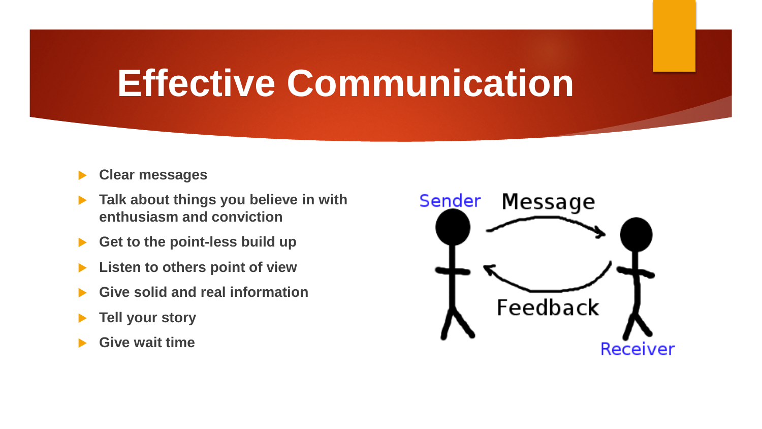# Effective Communication

- **Clear messages**
- **Talk about things you believe in with enthusiasm and conviction**
- **Get to the point-less build up**
- **Listen to others point of view**
- **Give solid and real information**
- **Tell your story**
- **Give wait time**

Sender — Message → Receiver
Receiver — Feedback → Sender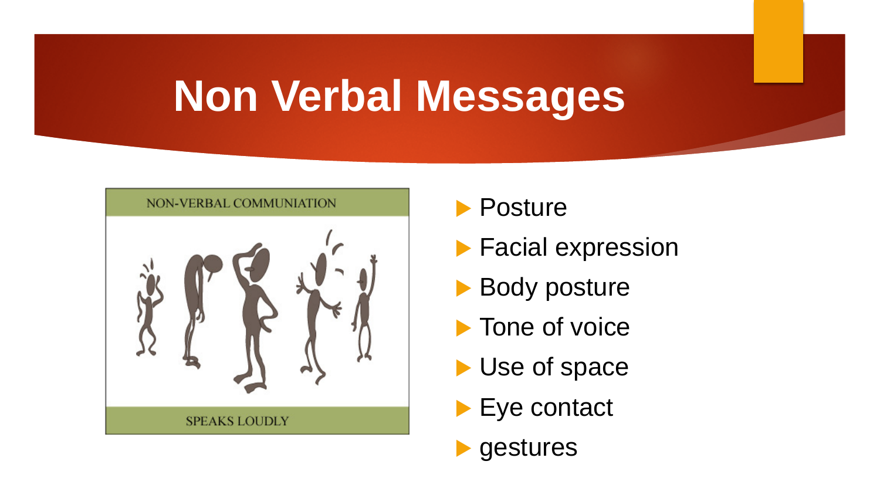# Non Verbal Messages

NON-VERBAL COMMUNIATION

SPEAKS LOUDLY

- Posture
- Facial expression
- Body posture
- Tone of voice
- Use of space
- Eye contact
- gestures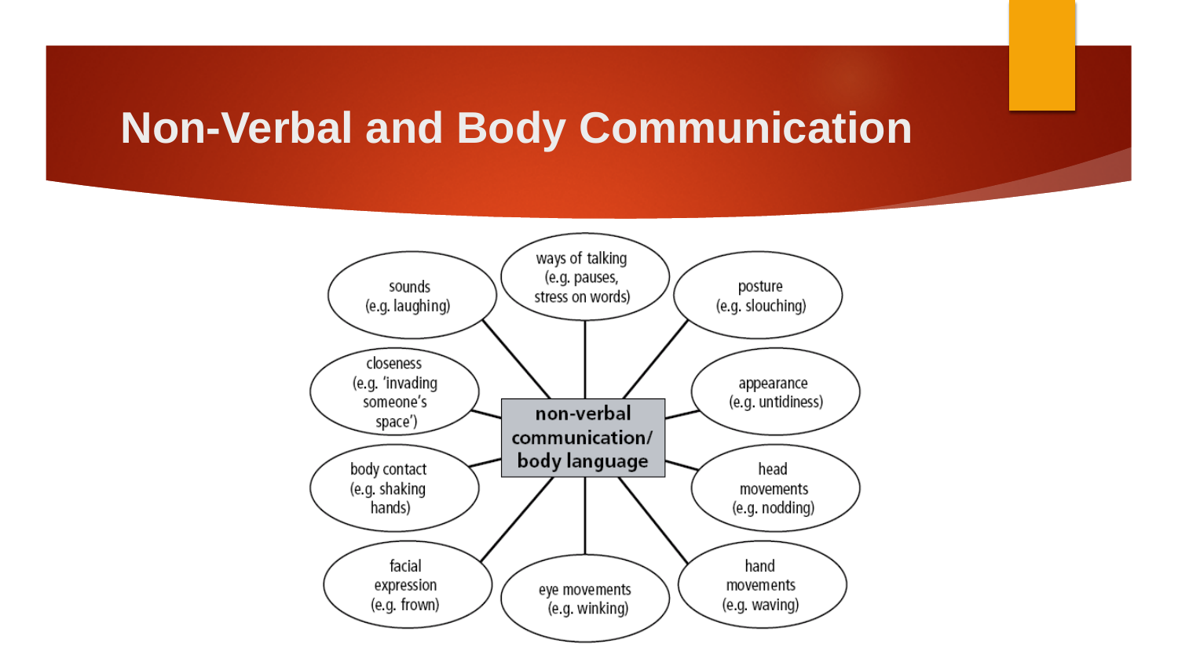# Non-Verbal and Body Communication

**non-verbal communication/ body language**

- sounds (e.g. laughing)
- ways of talking (e.g. pauses, stress on words)
- posture (e.g. slouching)
- closeness (e.g. 'invading someone's space')
- appearance (e.g. untidiness)
- body contact (e.g. shaking hands)
- head movements (e.g. nodding)
- facial expression (e.g. frown)
- eye movements (e.g. winking)
- hand movements (e.g. waving)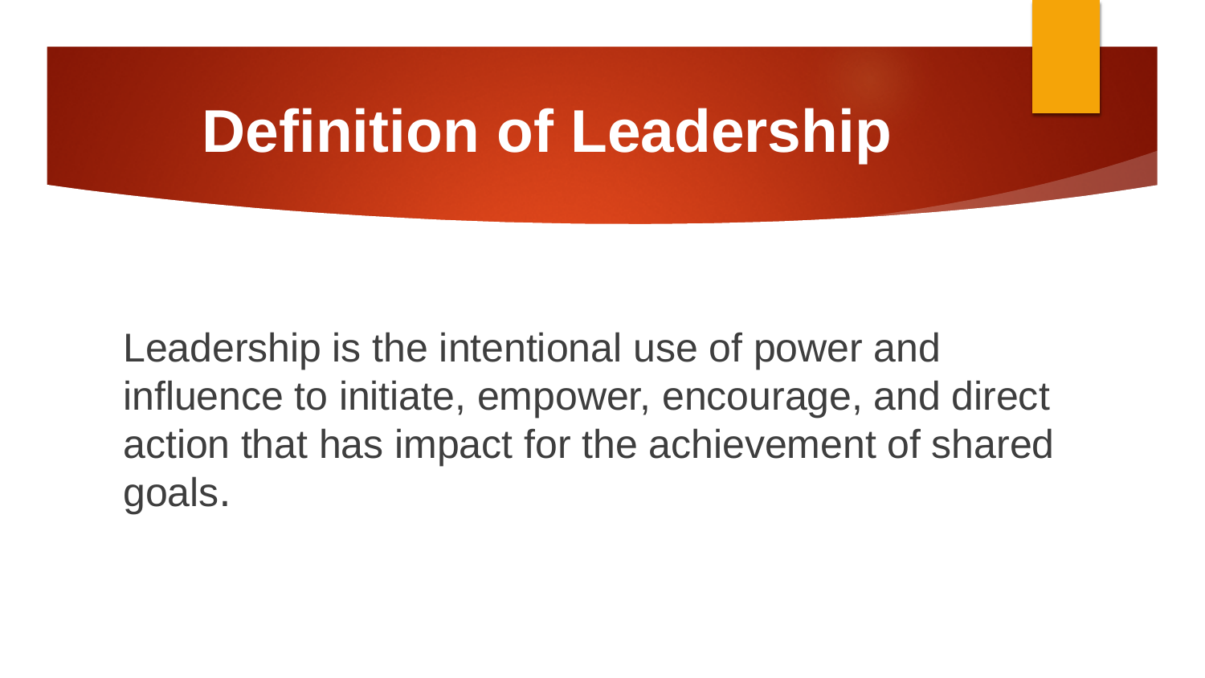# Definition of Leadership

Leadership is the intentional use of power and influence to initiate, empower, encourage, and direct action that has impact for the achievement of shared goals.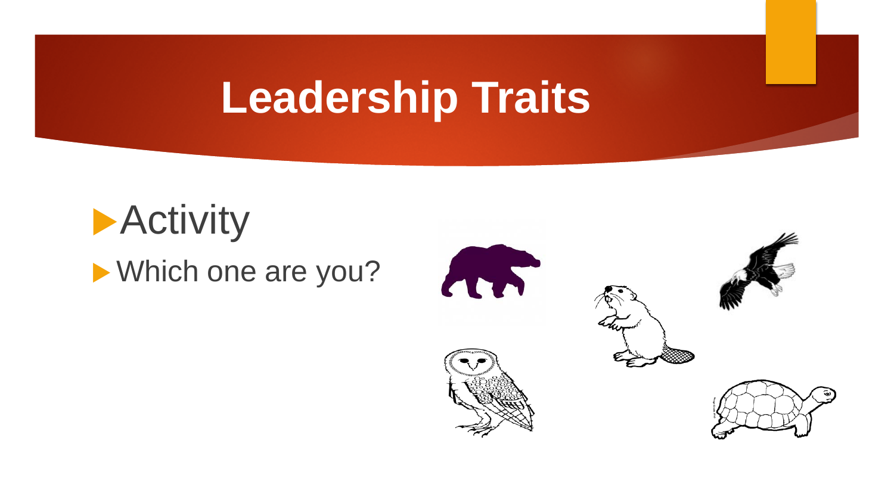# Leadership Traits

- Activity
- Which one are you?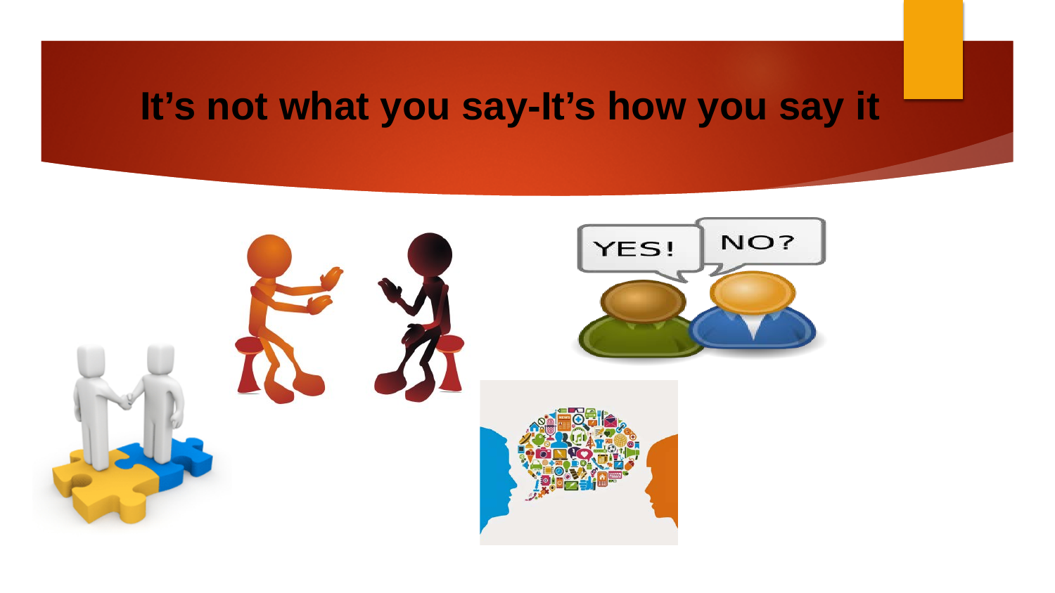# It's not what you say-It's how you say it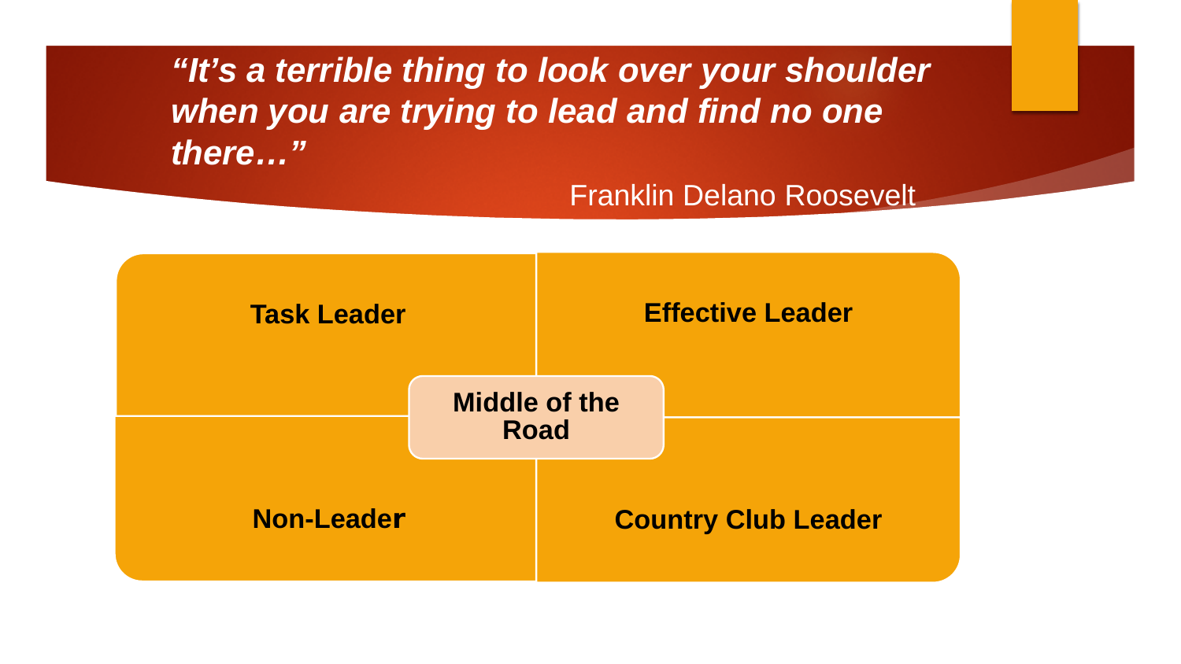***"It's a terrible thing to look over your shoulder when you are trying to lead and find no one there…"***

Franklin Delano Roosevelt

| **Task Leader** | **Effective Leader** |
|---|---|
| **Non-Leader** | **Country Club Leader** |

**Middle of the Road**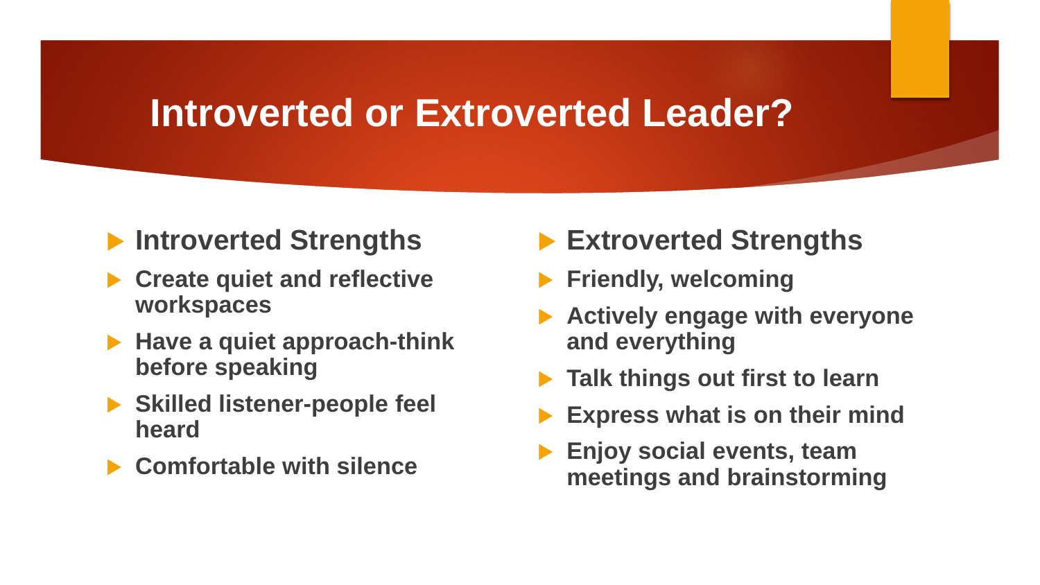# Introverted or Extroverted Leader?

- **Introverted Strengths**
- **Create quiet and reflective workspaces**
- **Have a quiet approach-think before speaking**
- **Skilled listener-people feel heard**
- **Comfortable with silence**

- **Extroverted Strengths**
- **Friendly, welcoming**
- **Actively engage with everyone and everything**
- **Talk things out first to learn**
- **Express what is on their mind**
- **Enjoy social events, team meetings and brainstorming**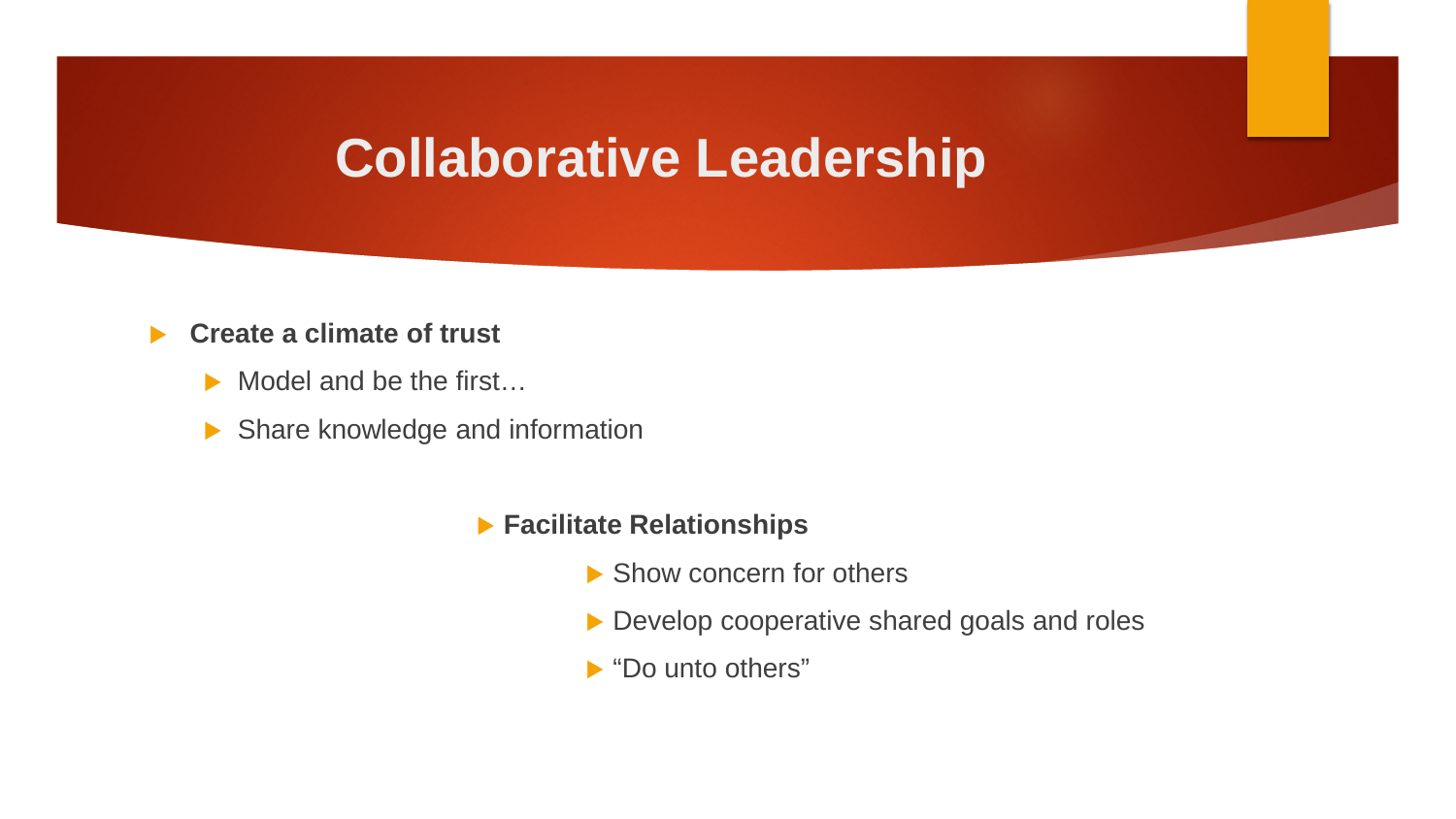# Collaborative Leadership

- **Create a climate of trust**
  - Model and be the first…
  - Share knowledge and information

- **Facilitate Relationships**
  - Show concern for others
  - Develop cooperative shared goals and roles
  - “Do unto others”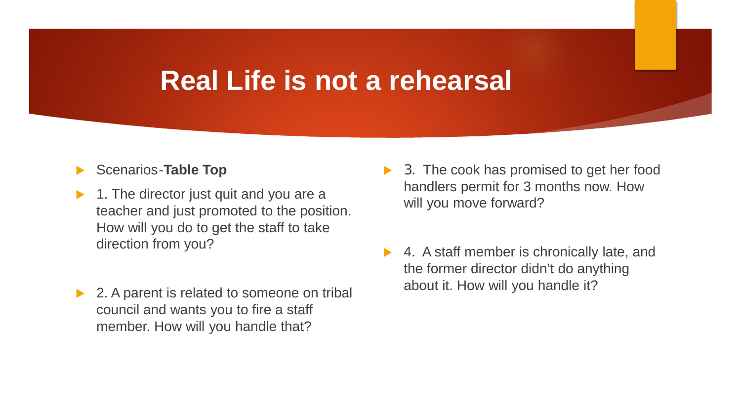# Real Life is not a rehearsal

- Scenarios-**Table Top**
- 1. The director just quit and you are a teacher and just promoted to the position. How will you do to get the staff to take direction from you?
- 2. A parent is related to someone on tribal council and wants you to fire a staff member. How will you handle that?
- 3. The cook has promised to get her food handlers permit for 3 months now. How will you move forward?
- 4. A staff member is chronically late, and the former director didn't do anything about it. How will you handle it?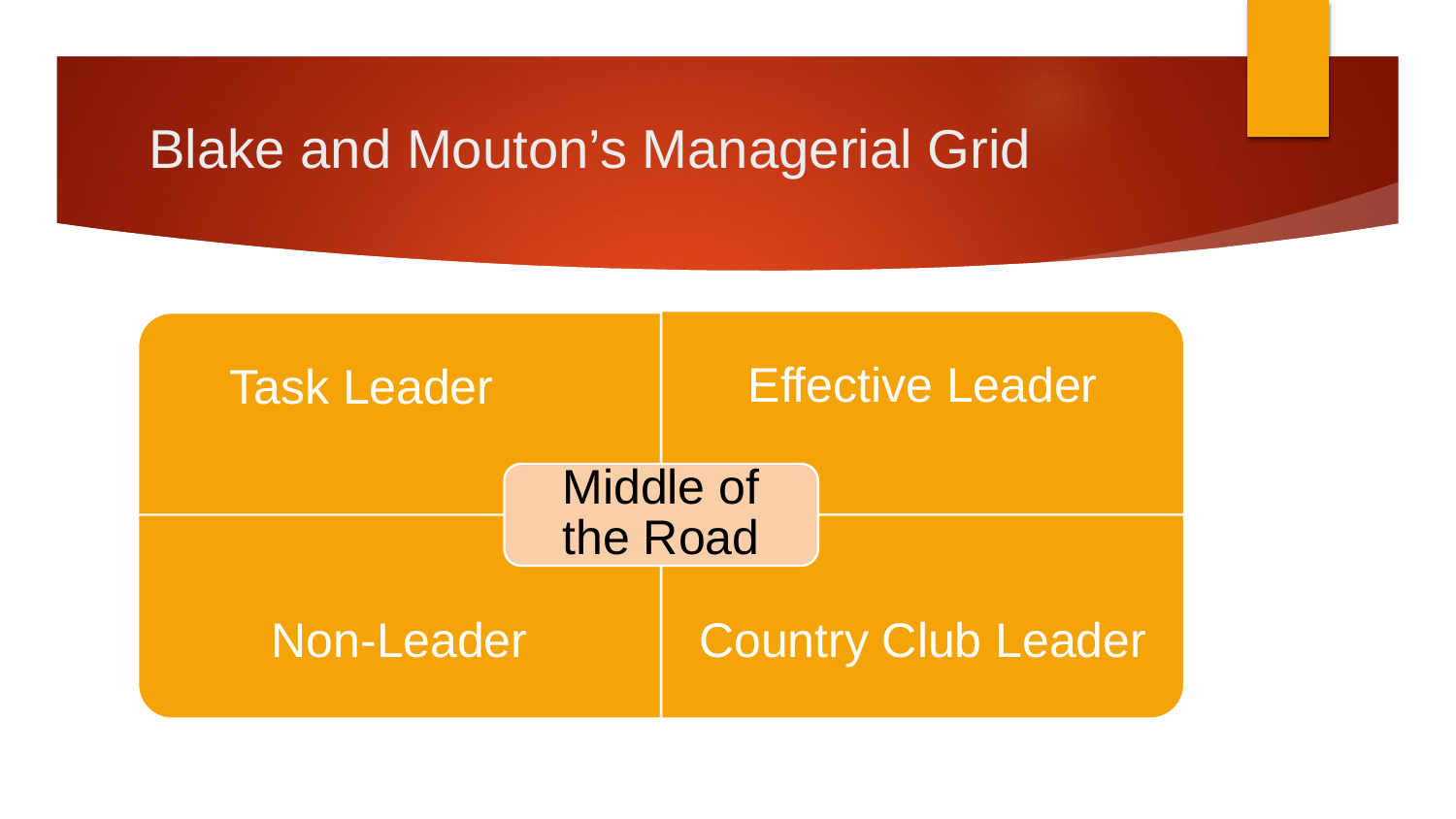# Blake and Mouton's Managerial Grid

| | |
|---|---|
| Task Leader | Effective Leader |
| Non-Leader | Country Club Leader |

Middle of the Road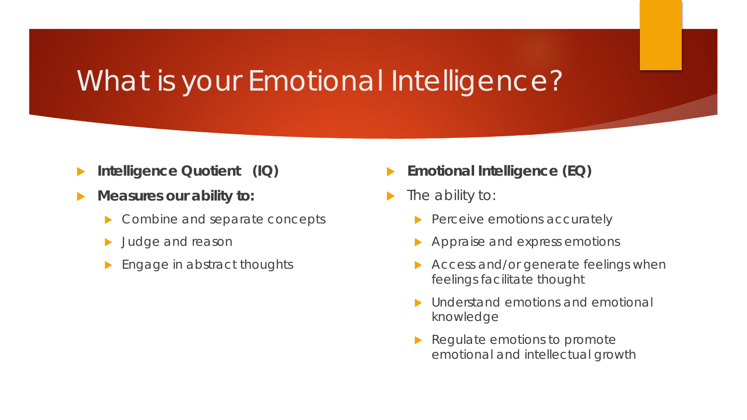# What is your Emotional Intelligence?

- **Intelligence Quotient (IQ)**
- **Measures our ability to:**
  - Combine and separate concepts
  - Judge and reason
  - Engage in abstract thoughts

- **Emotional Intelligence (EQ)**
- The ability to:
  - Perceive emotions accurately
  - Appraise and express emotions
  - Access and/or generate feelings when feelings facilitate thought
  - Understand emotions and emotional knowledge
  - Regulate emotions to promote emotional and intellectual growth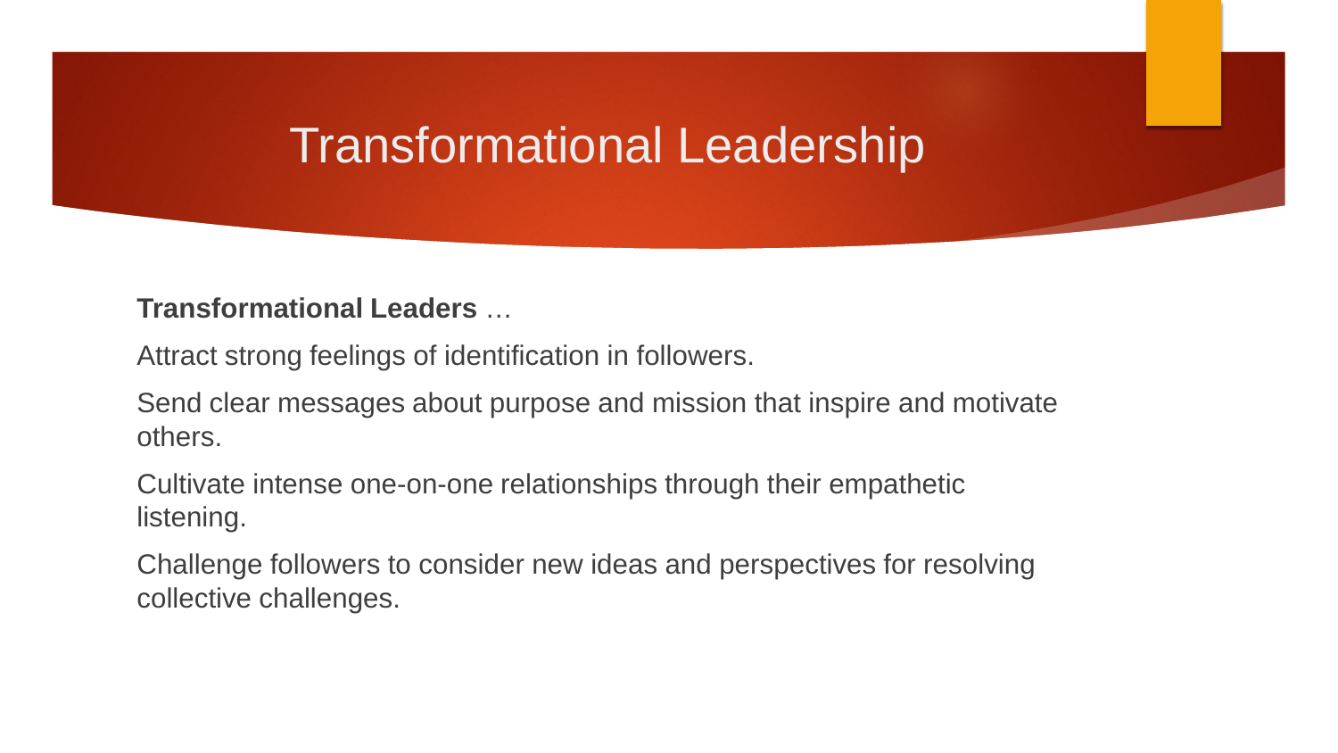# Transformational Leadership

**Transformational Leaders** …

Attract strong feelings of identification in followers.

Send clear messages about purpose and mission that inspire and motivate others.

Cultivate intense one-on-one relationships through their empathetic listening.

Challenge followers to consider new ideas and perspectives for resolving collective challenges.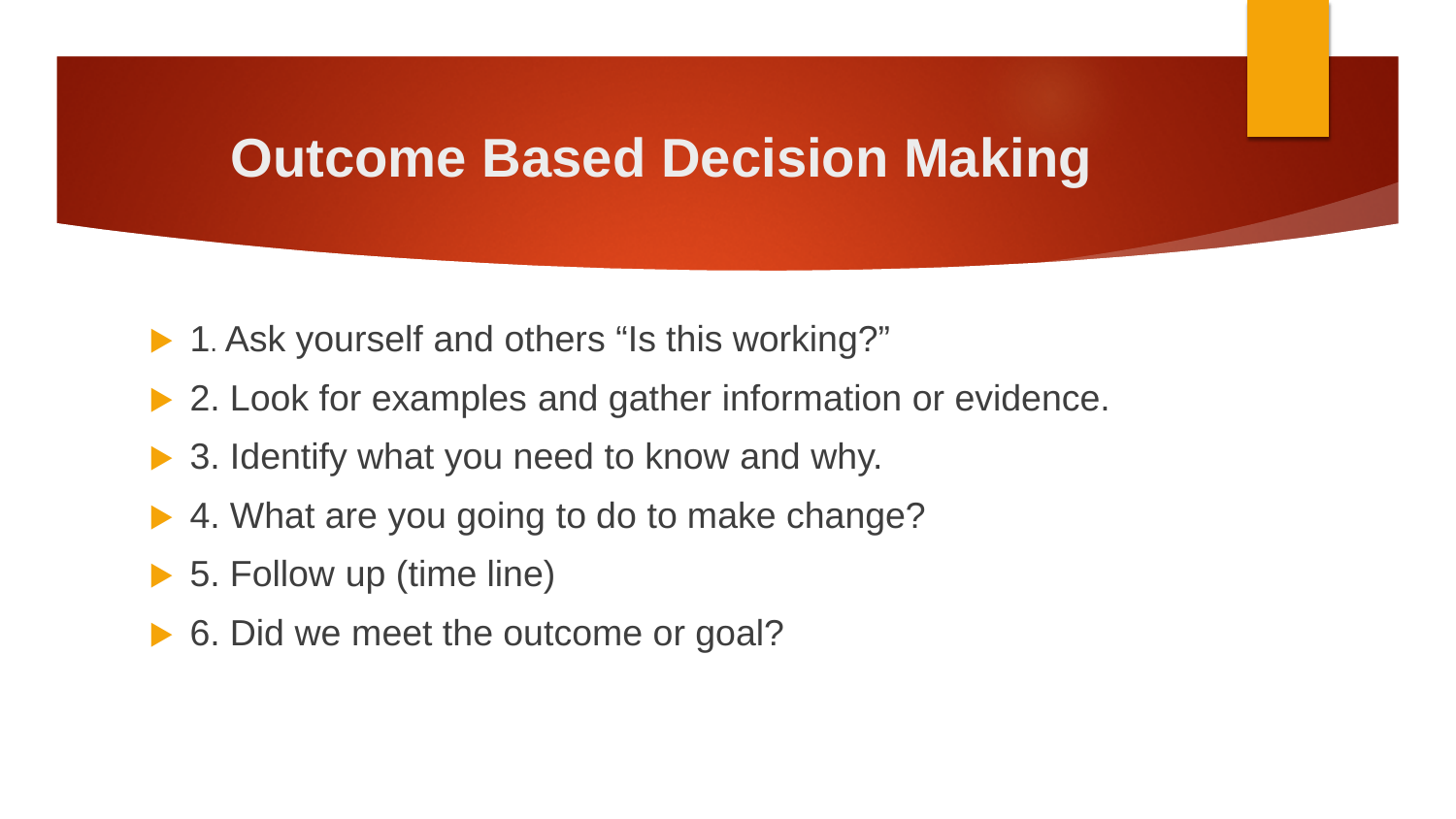# Outcome Based Decision Making

- 1. Ask yourself and others “Is this working?”
- 2. Look for examples and gather information or evidence.
- 3. Identify what you need to know and why.
- 4. What are you going to do to make change?
- 5. Follow up (time line)
- 6. Did we meet the outcome or goal?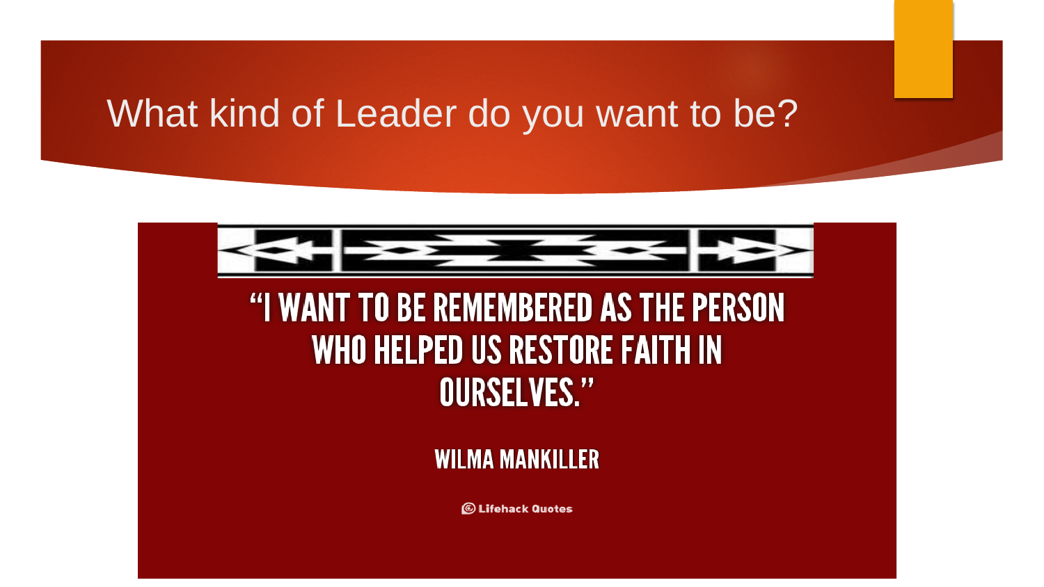# What kind of Leader do you want to be?

"I WANT TO BE REMEMBERED AS THE PERSON WHO HELPED US RESTORE FAITH IN OURSELVES."

WILMA MANKILLER

Lifehack Quotes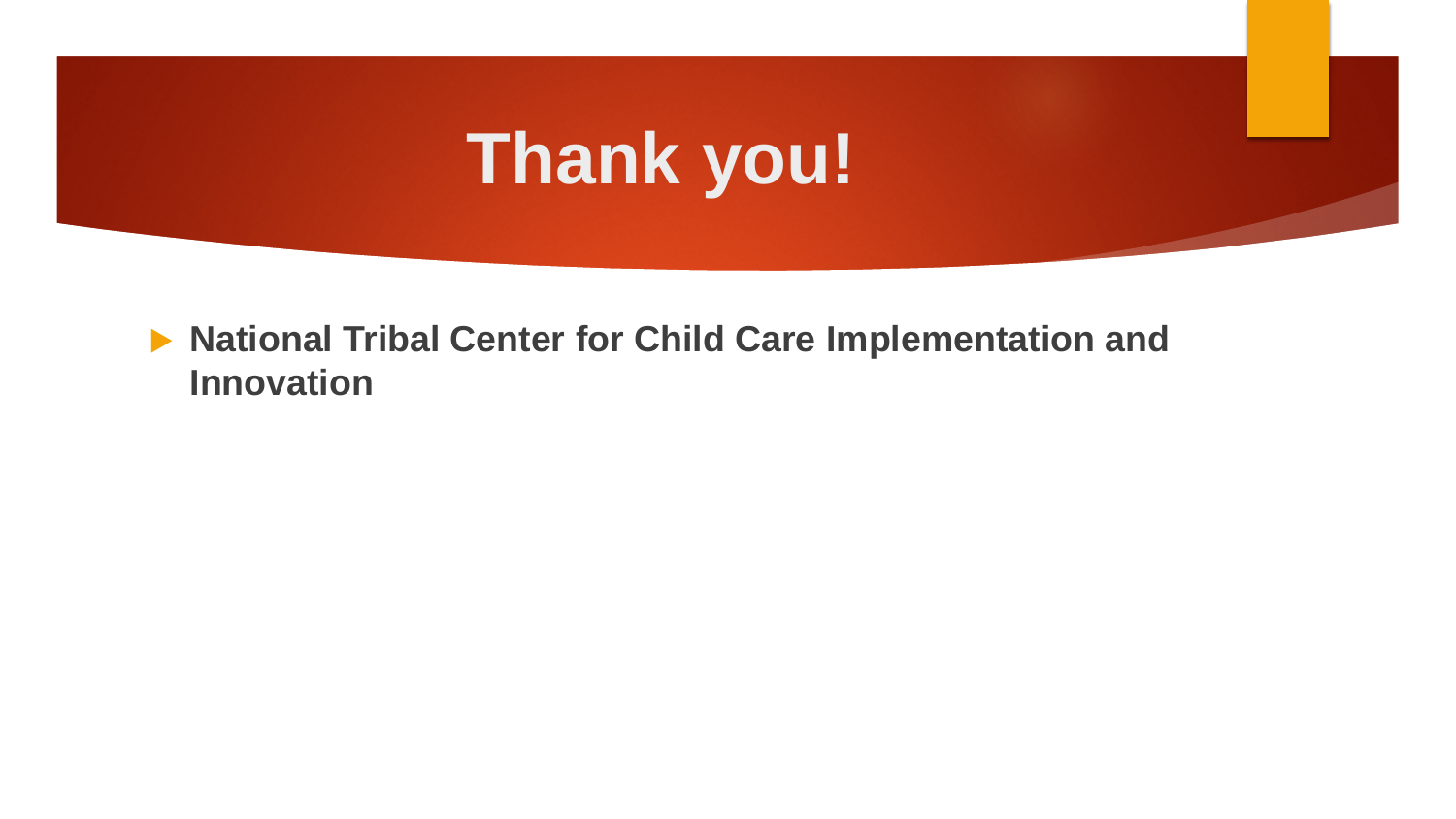# Thank you!

- **National Tribal Center for Child Care Implementation and Innovation**